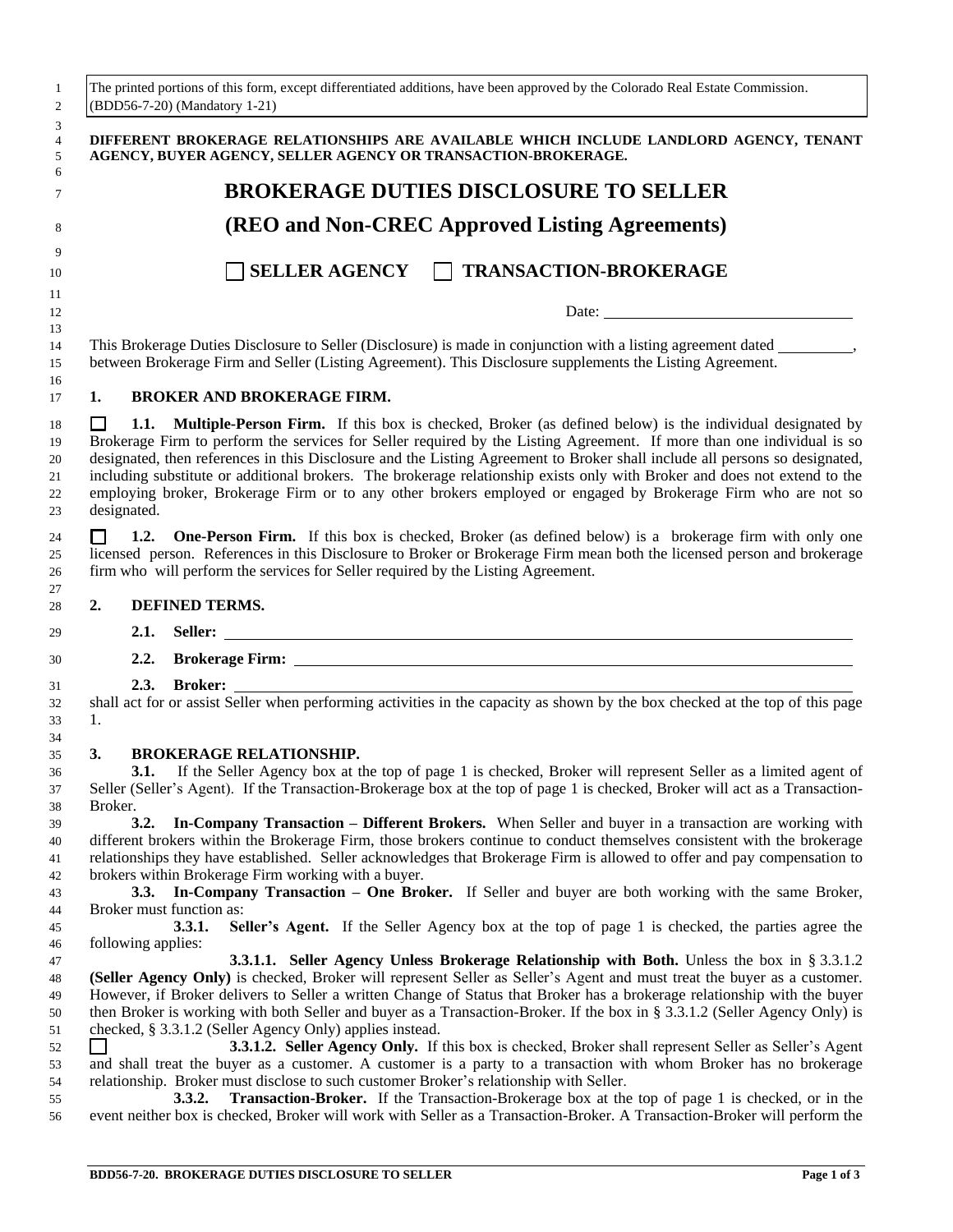The printed portions of this form, except differentiated additions, have been approved by the Colorado Real Estate Commission. (BDD56-7-20) (Mandatory 1-21)

**DIFFERENT BROKERAGE RELATIONSHIPS ARE AVAILABLE WHICH INCLUDE LANDLORD AGENCY, TENANT AGENCY, BUYER AGENCY, SELLER AGENCY OR TRANSACTION-BROKERAGE.**

# BROKERAGE DUTIES DISCLOSURE TO SELLER

# (REO and Non-CREC Approved Listing Agreements)

☐ **SELLER AGENCY** ☐ **TRANSACTION-BROKERAGE**

Date: ______________________________

This Brokerage Duties Disclosure to Seller (Disclosure) is made in conjunction with a listing agreement dated __________, between Brokerage Firm and Seller (Listing Agreement). This Disclosure supplements the Listing Agreement.

## 1. BROKER AND BROKERAGE FIRM.

☐ **1.1. Multiple-Person Firm.** If this box is checked, Broker (as defined below) is the individual designated by Brokerage Firm to perform the services for Seller required by the Listing Agreement. If more than one individual is so designated, then references in this Disclosure and the Listing Agreement to Broker shall include all persons so designated, including substitute or additional brokers. The brokerage relationship exists only with Broker and does not extend to the employing broker, Brokerage Firm or to any other brokers employed or engaged by Brokerage Firm who are not so designated.

☐ **1.2. One-Person Firm.** If this box is checked, Broker (as defined below) is a brokerage firm with only one licensed person. References in this Disclosure to Broker or Brokerage Firm mean both the licensed person and brokerage firm who will perform the services for Seller required by the Listing Agreement.

## 2. DEFINED TERMS.

**2.1. Seller:** ______________________________

**2.2. Brokerage Firm:** ______________________________

**2.3. Broker:** ______________________________

shall act for or assist Seller when performing activities in the capacity as shown by the box checked at the top of this page 1.

## 3. BROKERAGE RELATIONSHIP.

**3.1.** If the Seller Agency box at the top of page 1 is checked, Broker will represent Seller as a limited agent of Seller (Seller's Agent). If the Transaction-Brokerage box at the top of page 1 is checked, Broker will act as a Transaction-Broker.

**3.2. In-Company Transaction – Different Brokers.** When Seller and buyer in a transaction are working with different brokers within the Brokerage Firm, those brokers continue to conduct themselves consistent with the brokerage relationships they have established. Seller acknowledges that Brokerage Firm is allowed to offer and pay compensation to brokers within Brokerage Firm working with a buyer.

**3.3. In-Company Transaction – One Broker.** If Seller and buyer are both working with the same Broker, Broker must function as:

**3.3.1. Seller's Agent.** If the Seller Agency box at the top of page 1 is checked, the parties agree the following applies:

**3.3.1.1. Seller Agency Unless Brokerage Relationship with Both.** Unless the box in § 3.3.1.2 **(Seller Agency Only)** is checked, Broker will represent Seller as Seller's Agent and must treat the buyer as a customer. However, if Broker delivers to Seller a written Change of Status that Broker has a brokerage relationship with the buyer then Broker is working with both Seller and buyer as a Transaction-Broker. If the box in § 3.3.1.2 (Seller Agency Only) is checked, § 3.3.1.2 (Seller Agency Only) applies instead.

☐ **3.3.1.2. Seller Agency Only.** If this box is checked, Broker shall represent Seller as Seller's Agent and shall treat the buyer as a customer. A customer is a party to a transaction with whom Broker has no brokerage relationship. Broker must disclose to such customer Broker's relationship with Seller.

**3.3.2. Transaction-Broker.** If the Transaction-Brokerage box at the top of page 1 is checked, or in the event neither box is checked, Broker will work with Seller as a Transaction-Broker. A Transaction-Broker will perform the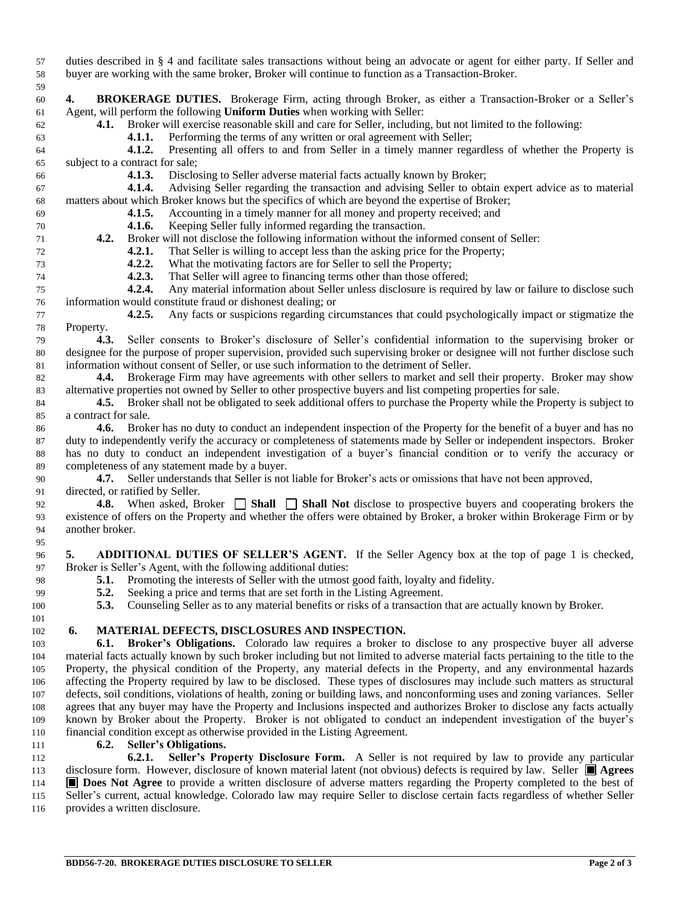duties described in § 4 and facilitate sales transactions without being an advocate or agent for either party. If Seller and buyer are working with the same broker, Broker will continue to function as a Transaction-Broker.

**4. BROKERAGE DUTIES.** Brokerage Firm, acting through Broker, as either a Transaction-Broker or a Seller's Agent, will perform the following **Uniform Duties** when working with Seller:

**4.1.** Broker will exercise reasonable skill and care for Seller, including, but not limited to the following:

**4.1.1.** Performing the terms of any written or oral agreement with Seller;

**4.1.2.** Presenting all offers to and from Seller in a timely manner regardless of whether the Property is subject to a contract for sale;

**4.1.3.** Disclosing to Seller adverse material facts actually known by Broker;

**4.1.4.** Advising Seller regarding the transaction and advising Seller to obtain expert advice as to material matters about which Broker knows but the specifics of which are beyond the expertise of Broker;

**4.1.5.** Accounting in a timely manner for all money and property received; and

**4.1.6.** Keeping Seller fully informed regarding the transaction.

**4.2.** Broker will not disclose the following information without the informed consent of Seller:

**4.2.1.** That Seller is willing to accept less than the asking price for the Property;

**4.2.2.** What the motivating factors are for Seller to sell the Property;

**4.2.3.** That Seller will agree to financing terms other than those offered;

**4.2.4.** Any material information about Seller unless disclosure is required by law or failure to disclose such information would constitute fraud or dishonest dealing; or

**4.2.5.** Any facts or suspicions regarding circumstances that could psychologically impact or stigmatize the Property.

**4.3.** Seller consents to Broker's disclosure of Seller's confidential information to the supervising broker or designee for the purpose of proper supervision, provided such supervising broker or designee will not further disclose such information without consent of Seller, or use such information to the detriment of Seller.

**4.4.** Brokerage Firm may have agreements with other sellers to market and sell their property. Broker may show alternative properties not owned by Seller to other prospective buyers and list competing properties for sale.

**4.5.** Broker shall not be obligated to seek additional offers to purchase the Property while the Property is subject to a contract for sale.

**4.6.** Broker has no duty to conduct an independent inspection of the Property for the benefit of a buyer and has no duty to independently verify the accuracy or completeness of statements made by Seller or independent inspectors. Broker has no duty to conduct an independent investigation of a buyer's financial condition or to verify the accuracy or completeness of any statement made by a buyer.

**4.7.** Seller understands that Seller is not liable for Broker's acts or omissions that have not been approved, directed, or ratified by Seller.

**4.8.** When asked, Broker ☐ **Shall** ☐ **Shall Not** disclose to prospective buyers and cooperating brokers the existence of offers on the Property and whether the offers were obtained by Broker, a broker within Brokerage Firm or by another broker.

**5. ADDITIONAL DUTIES OF SELLER'S AGENT.** If the Seller Agency box at the top of page 1 is checked, Broker is Seller's Agent, with the following additional duties:

**5.1.** Promoting the interests of Seller with the utmost good faith, loyalty and fidelity.

**5.2.** Seeking a price and terms that are set forth in the Listing Agreement.

**5.3.** Counseling Seller as to any material benefits or risks of a transaction that are actually known by Broker.

**6. MATERIAL DEFECTS, DISCLOSURES AND INSPECTION.**

**6.1. Broker's Obligations.** Colorado law requires a broker to disclose to any prospective buyer all adverse material facts actually known by such broker including but not limited to adverse material facts pertaining to the title to the Property, the physical condition of the Property, any material defects in the Property, and any environmental hazards affecting the Property required by law to be disclosed. These types of disclosures may include such matters as structural defects, soil conditions, violations of health, zoning or building laws, and nonconforming uses and zoning variances. Seller agrees that any buyer may have the Property and Inclusions inspected and authorizes Broker to disclose any facts actually known by Broker about the Property. Broker is not obligated to conduct an independent investigation of the buyer's financial condition except as otherwise provided in the Listing Agreement.

**6.2. Seller's Obligations.**

**6.2.1. Seller's Property Disclosure Form.** A Seller is not required by law to provide any particular disclosure form. However, disclosure of known material latent (not obvious) defects is required by law. Seller ■ **Agrees** ■ **Does Not Agree** to provide a written disclosure of adverse matters regarding the Property completed to the best of Seller's current, actual knowledge. Colorado law may require Seller to disclose certain facts regardless of whether Seller provides a written disclosure.

BDD56-7-20. BROKERAGE DUTIES DISCLOSURE TO SELLER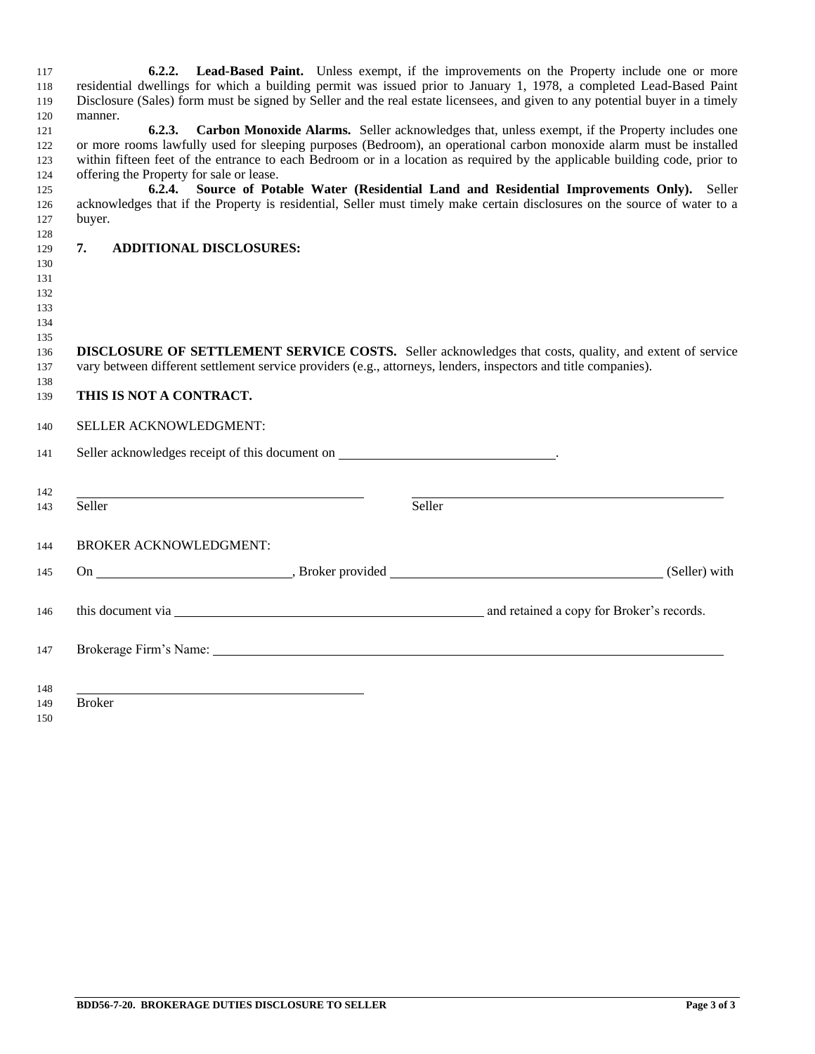**6.2.2. Lead-Based Paint.** Unless exempt, if the improvements on the Property include one or more residential dwellings for which a building permit was issued prior to January 1, 1978, a completed Lead-Based Paint Disclosure (Sales) form must be signed by Seller and the real estate licensees, and given to any potential buyer in a timely manner.

**6.2.3. Carbon Monoxide Alarms.** Seller acknowledges that, unless exempt, if the Property includes one or more rooms lawfully used for sleeping purposes (Bedroom), an operational carbon monoxide alarm must be installed within fifteen feet of the entrance to each Bedroom or in a location as required by the applicable building code, prior to offering the Property for sale or lease.

**6.2.4. Source of Potable Water (Residential Land and Residential Improvements Only).** Seller acknowledges that if the Property is residential, Seller must timely make certain disclosures on the source of water to a buyer.

**7. ADDITIONAL DISCLOSURES:**

**DISCLOSURE OF SETTLEMENT SERVICE COSTS.** Seller acknowledges that costs, quality, and extent of service vary between different settlement service providers (e.g., attorneys, lenders, inspectors and title companies).

**THIS IS NOT A CONTRACT.**

SELLER ACKNOWLEDGMENT:

Seller acknowledges receipt of this document on ________________________.

______________________________ ______________________________
Seller Seller

BROKER ACKNOWLEDGMENT:

On ____________________, Broker provided ______________________________ (Seller) with this document via ____________________________________ and retained a copy for Broker's records.

Brokerage Firm's Name: ____________________________________________

______________________________
Broker

BDD56-7-20. BROKERAGE DUTIES DISCLOSURE TO SELLER